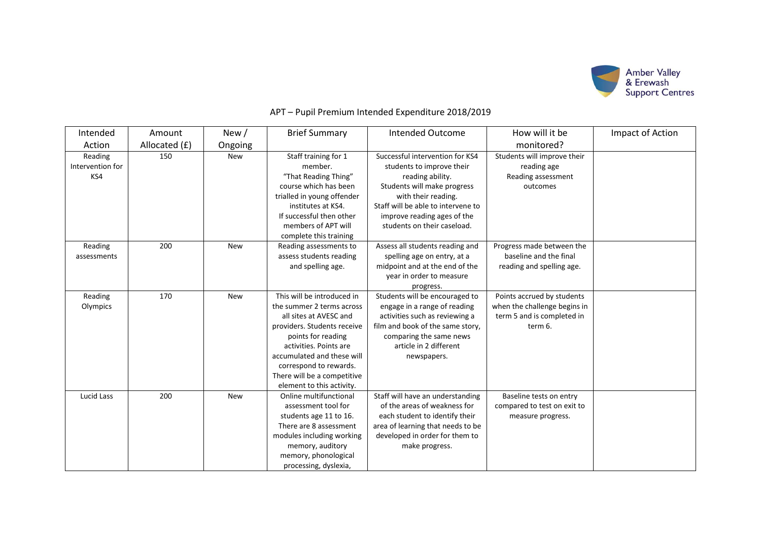Amber Valley & Erewash Support Centres

# APT – Pupil Premium Intended Expenditure 2018/2019

| Intended Action | Amount Allocated (£) | New / Ongoing | Brief Summary | Intended Outcome | How will it be monitored? | Impact of Action |
|---|---|---|---|---|---|---|
| Reading Intervention for KS4 | 150 | New | Staff training for 1 member. "That Reading Thing" course which has been trialled in young offender institutes at KS4. If successful then other members of APT will complete this training | Successful intervention for KS4 students to improve their reading ability. Students will make progress with their reading. Staff will be able to intervene to improve reading ages of the students on their caseload. | Students will improve their reading age Reading assessment outcomes | |
| Reading assessments | 200 | New | Reading assessments to assess students reading and spelling age. | Assess all students reading and spelling age on entry, at a midpoint and at the end of the year in order to measure progress. | Progress made between the baseline and the final reading and spelling age. | |
| Reading Olympics | 170 | New | This will be introduced in the summer 2 terms across all sites at AVESC and providers. Students receive points for reading activities. Points are accumulated and these will correspond to rewards. There will be a competitive element to this activity. | Students will be encouraged to engage in a range of reading activities such as reviewing a film and book of the same story, comparing the same news article in 2 different newspapers. | Points accrued by students when the challenge begins in term 5 and is completed in term 6. | |
| Lucid Lass | 200 | New | Online multifunctional assessment tool for students age 11 to 16. There are 8 assessment modules including working memory, auditory memory, phonological processing, dyslexia, | Staff will have an understanding of the areas of weakness for each student to identify their area of learning that needs to be developed in order for them to make progress. | Baseline tests on entry compared to test on exit to measure progress. | |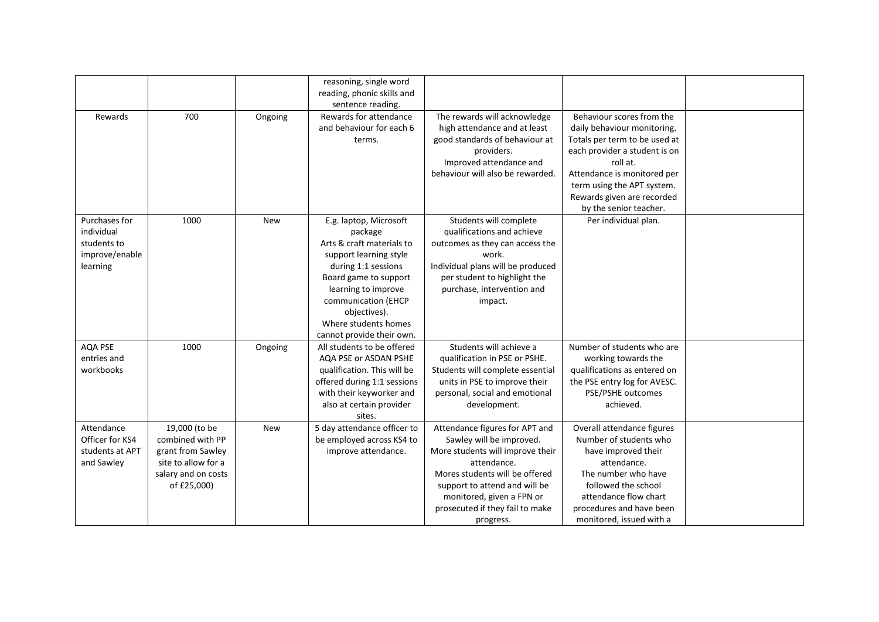| | | | | | | |
|---|---|---|---|---|---|---|
| | | | reasoning, single word reading, phonic skills and sentence reading. | | | |
| Rewards | 700 | Ongoing | Rewards for attendance and behaviour for each 6 terms. | The rewards will acknowledge high attendance and at least good standards of behaviour at providers.<br>Improved attendance and behaviour will also be rewarded. | Behaviour scores from the daily behaviour monitoring. Totals per term to be used at each provider a student is on roll at.<br>Attendance is monitored per term using the APT system.<br>Rewards given are recorded by the senior teacher. | |
| Purchases for individual students to improve/enable learning | 1000 | New | E.g. laptop, Microsoft package<br>Arts & craft materials to support learning style during 1:1 sessions<br>Board game to support learning to improve communication (EHCP objectives).<br>Where students homes cannot provide their own. | Students will complete qualifications and achieve outcomes as they can access the work.<br>Individual plans will be produced per student to highlight the purchase, intervention and impact. | Per individual plan. | |
| AQA PSE entries and workbooks | 1000 | Ongoing | All students to be offered AQA PSE or ASDAN PSHE qualification. This will be offered during 1:1 sessions with their keyworker and also at certain provider sites. | Students will achieve a qualification in PSE or PSHE.<br>Students will complete essential units in PSE to improve their personal, social and emotional development. | Number of students who are working towards the qualifications as entered on the PSE entry log for AVESC.<br>PSE/PSHE outcomes achieved. | |
| Attendance Officer for KS4 students at APT and Sawley | 19,000 (to be combined with PP grant from Sawley site to allow for a salary and on costs of £25,000) | New | 5 day attendance officer to be employed across KS4 to improve attendance. | Attendance figures for APT and Sawley will be improved.<br>More students will improve their attendance.<br>Mores students will be offered support to attend and will be monitored, given a FPN or prosecuted if they fail to make progress. | Overall attendance figures<br>Number of students who have improved their attendance.<br>The number who have followed the school attendance flow chart procedures and have been monitored, issued with a | |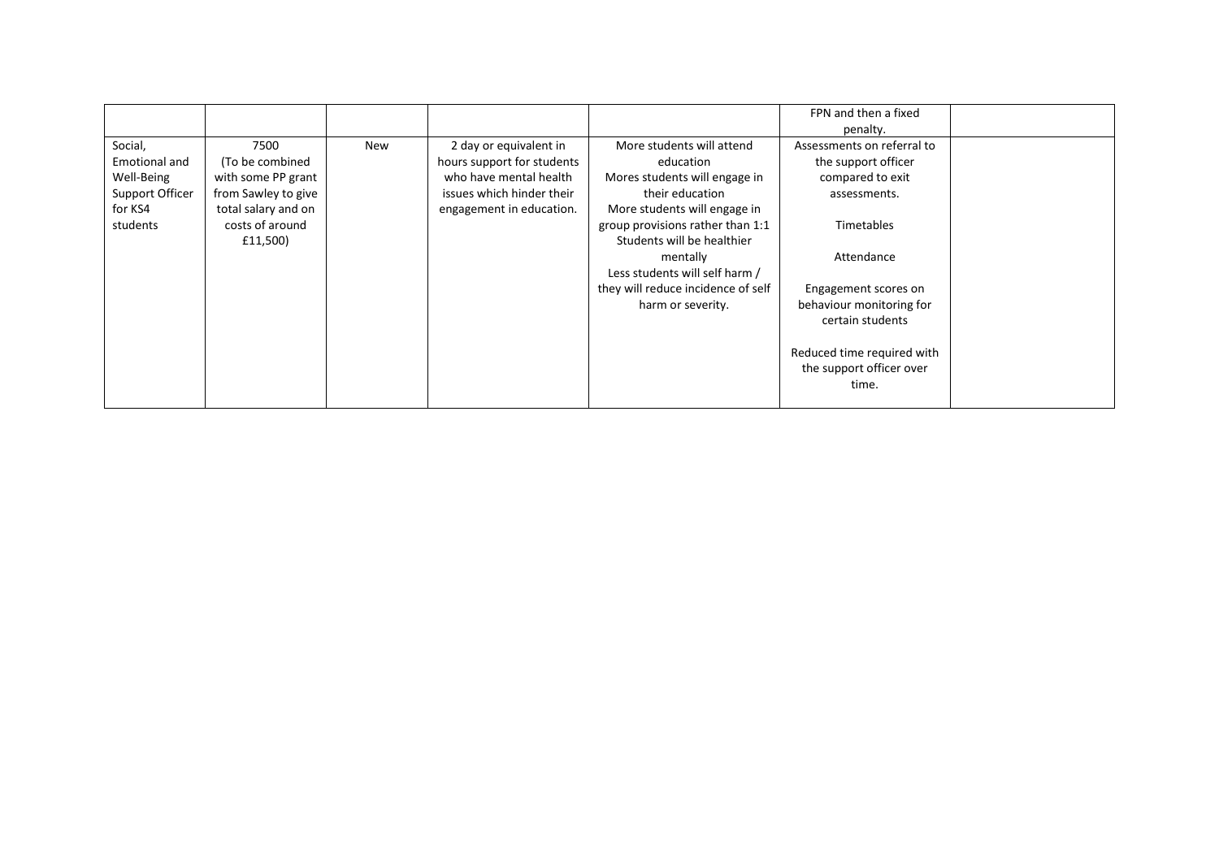| | | | | | | |
|---|---|---|---|---|---|---|
| | | | | | FPN and then a fixed penalty. | |
| Social, Emotional and Well-Being Support Officer for KS4 students | 7500 (To be combined with some PP grant from Sawley to give total salary and on costs of around £11,500) | New | 2 day or equivalent in hours support for students who have mental health issues which hinder their engagement in education. | More students will attend education<br>Mores students will engage in their education<br>More students will engage in group provisions rather than 1:1<br>Students will be healthier mentally<br>Less students will self harm / they will reduce incidence of self harm or severity. | Assessments on referral to the support officer compared to exit assessments.<br><br>Timetables<br><br>Attendance<br><br>Engagement scores on behaviour monitoring for certain students<br><br>Reduced time required with the support officer over time. | |